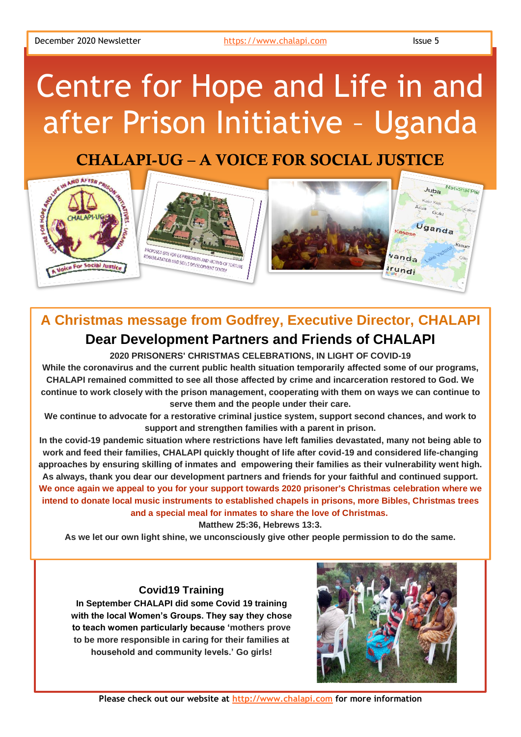December 2020 Newsletter https://www.chalapi.com Issue 5

# Centre for Hope and Life in and after Prison Initiative – Uganda

## CHALAPI-UG – A VOICE FOR SOCIAL JUSTICE

## A Christmas message from Godfrey, Executive Director, CHALAPI

### Dear Development Partners and Friends of CHALAPI

**2020 PRISONERS' CHRISTMAS CELEBRATIONS, IN LIGHT OF COVID-19**

**While the coronavirus and the current public health situation temporarily affected some of our programs, CHALAPI remained committed to see all those affected by crime and incarceration restored to God. We continue to work closely with the prison management, cooperating with them on ways we can continue to serve them and the people under their care.**

**We continue to advocate for a restorative criminal justice system, support second chances, and work to support and strengthen families with a parent in prison.**

**In the covid-19 pandemic situation where restrictions have left families devastated, many not being able to work and feed their families, CHALAPI quickly thought of life after covid-19 and considered life-changing approaches by ensuring skilling of inmates and empowering their families as their vulnerability went high.**

**As always, thank you dear our development partners and friends for your faithful and continued support.**

**We once again we appeal to you for your support towards 2020 prisoner's Christmas celebration where we intend to donate local music instruments to established chapels in prisons, more Bibles, Christmas trees and a special meal for inmates to share the love of Christmas.**

**Matthew 25:36, Hebrews 13:3.**

**As we let our own light shine, we unconsciously give other people permission to do the same.**

### Covid19 Training

**In September CHALAPI did some Covid 19 training with the local Women's Groups. They say they chose to teach women particularly because 'mothers prove to be more responsible in caring for their families at household and community levels.' Go girls!**

**Please check out our website at http://www.chalapi.com for more information**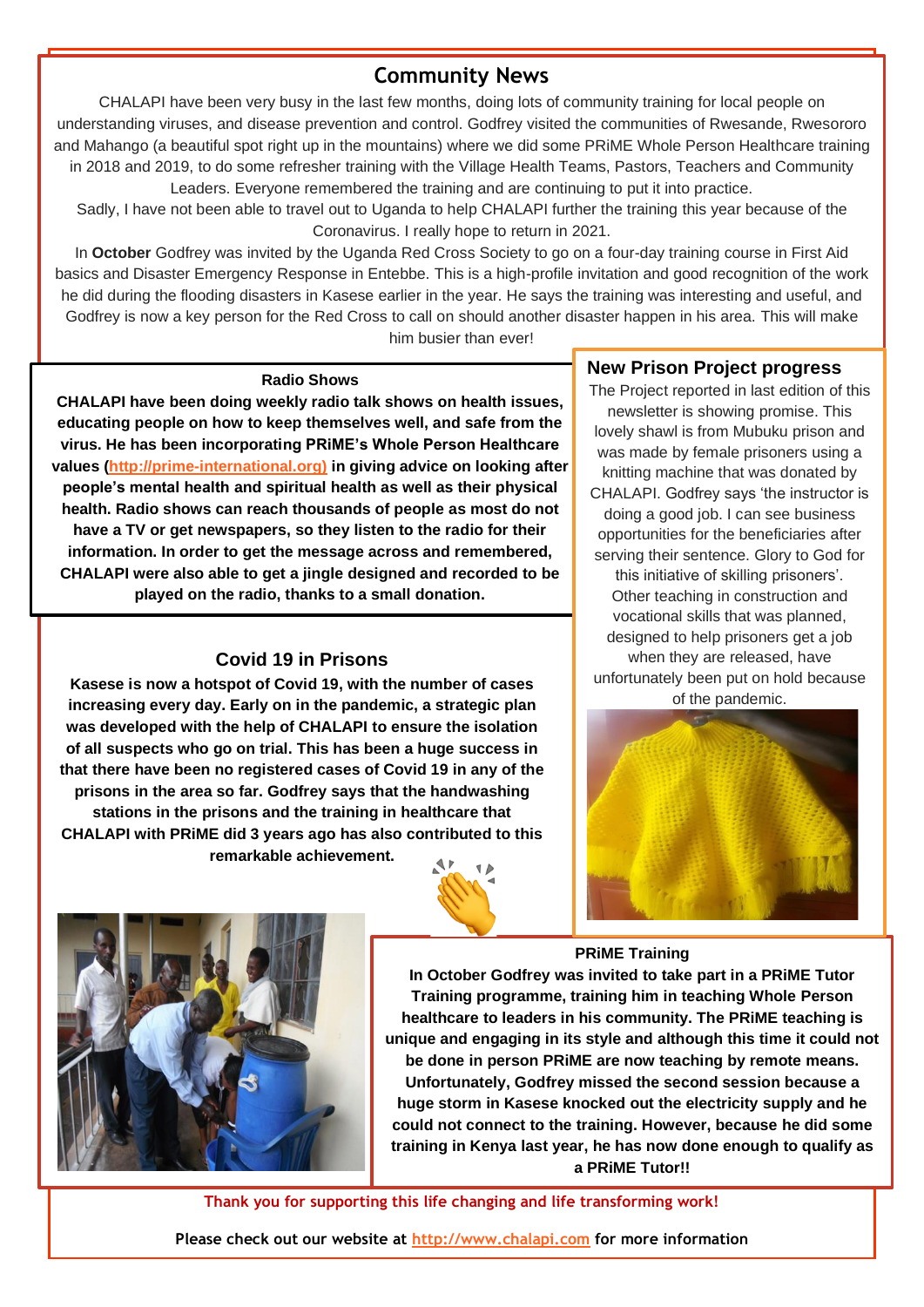## Community News

CHALAPI have been very busy in the last few months, doing lots of community training for local people on understanding viruses, and disease prevention and control. Godfrey visited the communities of Rwesande, Rwesororo and Mahango (a beautiful spot right up in the mountains) where we did some PRiME Whole Person Healthcare training in 2018 and 2019, to do some refresher training with the Village Health Teams, Pastors, Teachers and Community Leaders. Everyone remembered the training and are continuing to put it into practice.

Sadly, I have not been able to travel out to Uganda to help CHALAPI further the training this year because of the Coronavirus. I really hope to return in 2021.

In **October** Godfrey was invited by the Uganda Red Cross Society to go on a four-day training course in First Aid basics and Disaster Emergency Response in Entebbe. This is a high-profile invitation and good recognition of the work he did during the flooding disasters in Kasese earlier in the year. He says the training was interesting and useful, and Godfrey is now a key person for the Red Cross to call on should another disaster happen in his area. This will make him busier than ever!

### Radio Shows

**CHALAPI have been doing weekly radio talk shows on health issues, educating people on how to keep themselves well, and safe from the virus. He has been incorporating PRiME's Whole Person Healthcare values (http://prime-international.org) in giving advice on looking after people's mental health and spiritual health as well as their physical health. Radio shows can reach thousands of people as most do not have a TV or get newspapers, so they listen to the radio for their information. In order to get the message across and remembered, CHALAPI were also able to get a jingle designed and recorded to be played on the radio, thanks to a small donation.**

### Covid 19 in Prisons

**Kasese is now a hotspot of Covid 19, with the number of cases increasing every day. Early on in the pandemic, a strategic plan was developed with the help of CHALAPI to ensure the isolation of all suspects who go on trial. This has been a huge success in that there have been no registered cases of Covid 19 in any of the prisons in the area so far. Godfrey says that the handwashing stations in the prisons and the training in healthcare that CHALAPI with PRiME did 3 years ago has also contributed to this remarkable achievement.**

### New Prison Project progress

The Project reported in last edition of this newsletter is showing promise. This lovely shawl is from Mubuku prison and was made by female prisoners using a knitting machine that was donated by CHALAPI. Godfrey says 'the instructor is doing a good job. I can see business opportunities for the beneficiaries after serving their sentence. Glory to God for this initiative of skilling prisoners'. Other teaching in construction and vocational skills that was planned, designed to help prisoners get a job when they are released, have unfortunately been put on hold because of the pandemic.

### PRiME Training

**In October Godfrey was invited to take part in a PRiME Tutor Training programme, training him in teaching Whole Person healthcare to leaders in his community. The PRiME teaching is unique and engaging in its style and although this time it could not be done in person PRiME are now teaching by remote means. Unfortunately, Godfrey missed the second session because a huge storm in Kasese knocked out the electricity supply and he could not connect to the training. However, because he did some training in Kenya last year, he has now done enough to qualify as a PRiME Tutor!!**

**Thank you for supporting this life changing and life transforming work!**

**Please check out our website at http://www.chalapi.com for more information**